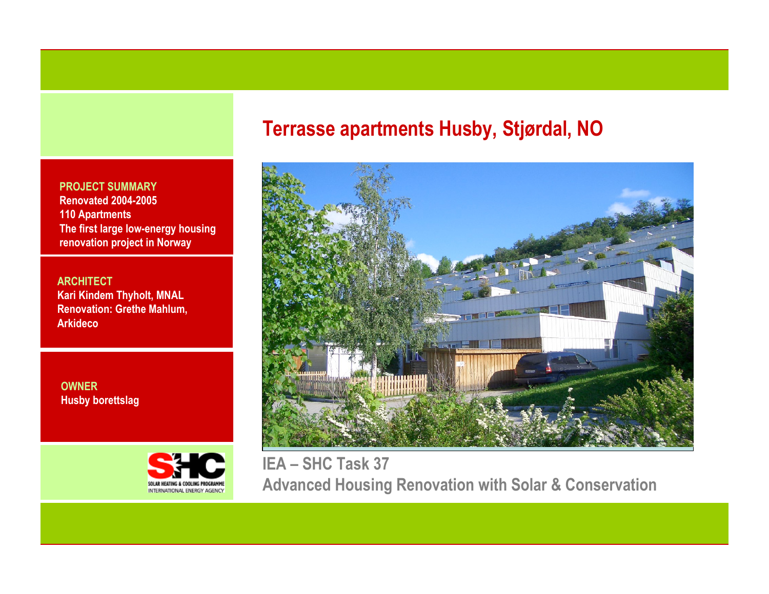# Terrasse apartments Husby, Stjørdal, NO

**PROJECT SUMMARY**
**Renovated 2004-2005**
**110 Apartments**
**The first large low-energy housing renovation project in Norway**

**ARCHITECT**
**Kari Kindem Thyholt, MNAL**
**Renovation: Grethe Mahlum, Arkideco**

**OWNER**
**Husby borettslag**

SHC
SOLAR HEATING & COOLING PROGRAMME
INTERNATIONAL ENERGY AGENCY

## IEA – SHC Task 37
## Advanced Housing Renovation with Solar & Conservation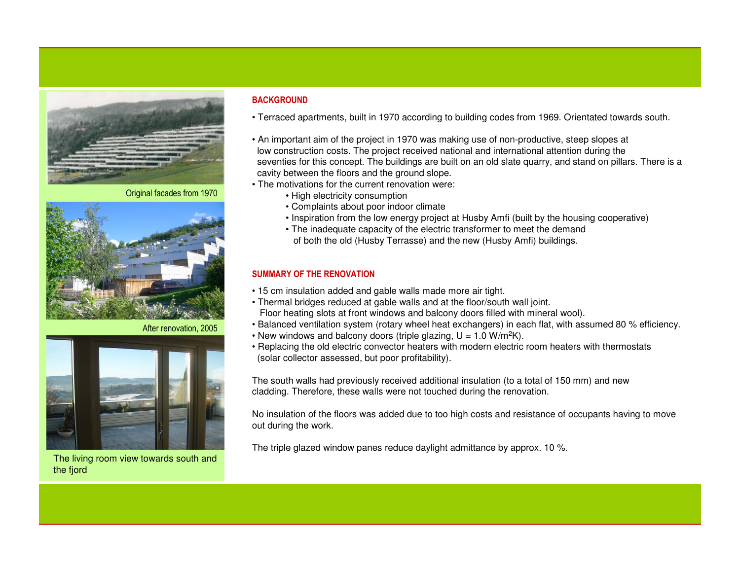Original facades from 1970

After renovation, 2005

The living room view towards south and the fjord

## BACKGROUND

- Terraced apartments, built in 1970 according to building codes from 1969. Orientated towards south.

- An important aim of the project in 1970 was making use of non-productive, steep slopes at low construction costs. The project received national and international attention during the seventies for this concept. The buildings are built on an old slate quarry, and stand on pillars. There is a cavity between the floors and the ground slope.
- The motivations for the current renovation were:
  - High electricity consumption
  - Complaints about poor indoor climate
  - Inspiration from the low energy project at Husby Amfi (built by the housing cooperative)
  - The inadequate capacity of the electric transformer to meet the demand of both the old (Husby Terrasse) and the new (Husby Amfi) buildings.

## SUMMARY OF THE RENOVATION

- 15 cm insulation added and gable walls made more air tight.
- Thermal bridges reduced at gable walls and at the floor/south wall joint. Floor heating slots at front windows and balcony doors filled with mineral wool).
- Balanced ventilation system (rotary wheel heat exchangers) in each flat, with assumed 80 % efficiency.
- New windows and balcony doors (triple glazing, U = 1.0 W/m$^2$K).
- Replacing the old electric convector heaters with modern electric room heaters with thermostats (solar collector assessed, but poor profitability).

The south walls had previously received additional insulation (to a total of 150 mm) and new cladding. Therefore, these walls were not touched during the renovation.

No insulation of the floors was added due to too high costs and resistance of occupants having to move out during the work.

The triple glazed window panes reduce daylight admittance by approx. 10 %.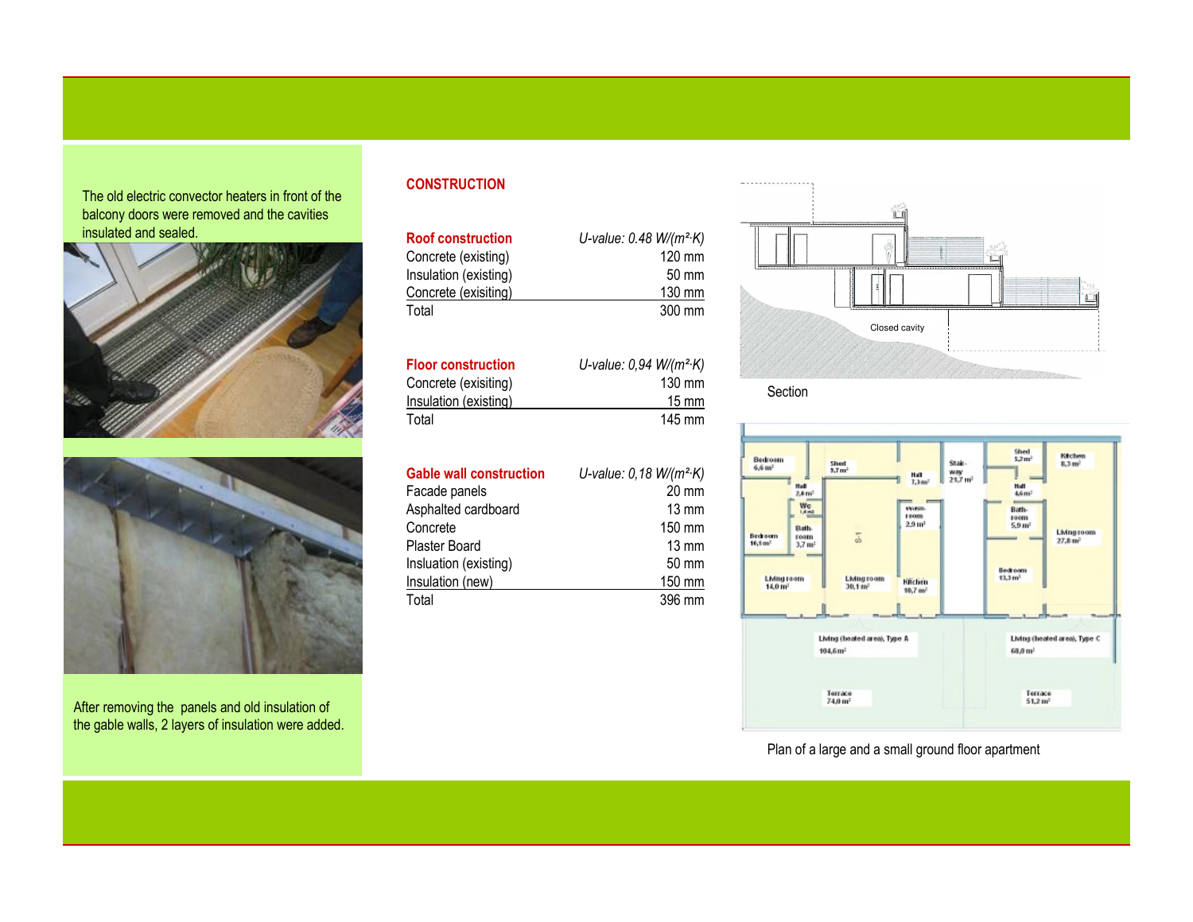The old electric convector heaters in front of the balcony doors were removed and the cavities insulated and sealed.

After removing the panels and old insulation of the gable walls, 2 layers of insulation were added.

## CONSTRUCTION

| Roof construction | U-value: 0.48 W/(m²·K) |
|---|---|
| Concrete (existing) | 120 mm |
| Insulation (existing) | 50 mm |
| Concrete (exisiting) | 130 mm |
| Total | 300 mm |

| Floor construction | U-value: 0,94 W/(m²·K) |
|---|---|
| Concrete (exisiting) | 130 mm |
| Insulation (existing) | 15 mm |
| Total | 145 mm |

| Gable wall construction | U-value: 0,18 W/(m²·K) |
|---|---|
| Facade panels | 20 mm |
| Asphalted cardboard | 13 mm |
| Concrete | 150 mm |
| Plaster Board | 13 mm |
| Insluation (existing) | 50 mm |
| Insulation (new) | 150 mm |
| Total | 396 mm |

Closed cavity

Section

Plan of a large and a small ground floor apartment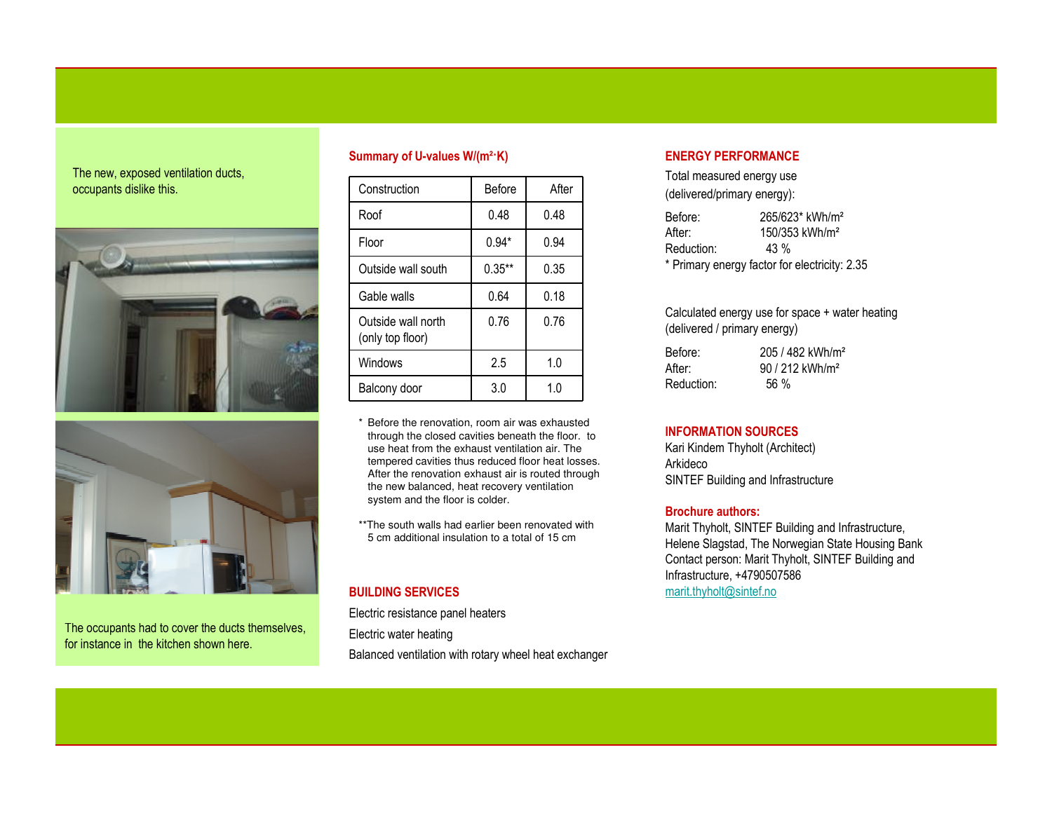The new, exposed ventilation ducts, occupants dislike this.

The occupants had to cover the ducts themselves, for instance in the kitchen shown here.

**Summary of U-values W/(m²·K)**

| Construction | Before | After |
|---|---|---|
| Roof | 0.48 | 0.48 |
| Floor | 0.94* | 0.94 |
| Outside wall south | 0.35** | 0.35 |
| Gable walls | 0.64 | 0.18 |
| Outside wall north (only top floor) | 0.76 | 0.76 |
| Windows | 2.5 | 1.0 |
| Balcony door | 3.0 | 1.0 |

\* Before the renovation, room air was exhausted through the closed cavities beneath the floor. to use heat from the exhaust ventilation air. The tempered cavities thus reduced floor heat losses. After the renovation exhaust air is routed through the new balanced, heat recovery ventilation system and the floor is colder.

\*\*The south walls had earlier been renovated with 5 cm additional insulation to a total of 15 cm

## BUILDING SERVICES

Electric resistance panel heaters

Electric water heating

Balanced ventilation with rotary wheel heat exchanger

## ENERGY PERFORMANCE

Total measured energy use (delivered/primary energy):

Before: 265/623* kWh/m²
After: 150/353 kWh/m²
Reduction: 43 %
\* Primary energy factor for electricity: 2.35

Calculated energy use for space + water heating (delivered / primary energy)

Before: 205 / 482 kWh/m²
After: 90 / 212 kWh/m²
Reduction: 56 %

## INFORMATION SOURCES

Kari Kindem Thyholt (Architect)
Arkideco
SINTEF Building and Infrastructure

## Brochure authors:

Marit Thyholt, SINTEF Building and Infrastructure,
Helene Slagstad, The Norwegian State Housing Bank
Contact person: Marit Thyholt, SINTEF Building and Infrastructure, +4790507586
marit.thyholt@sintef.no